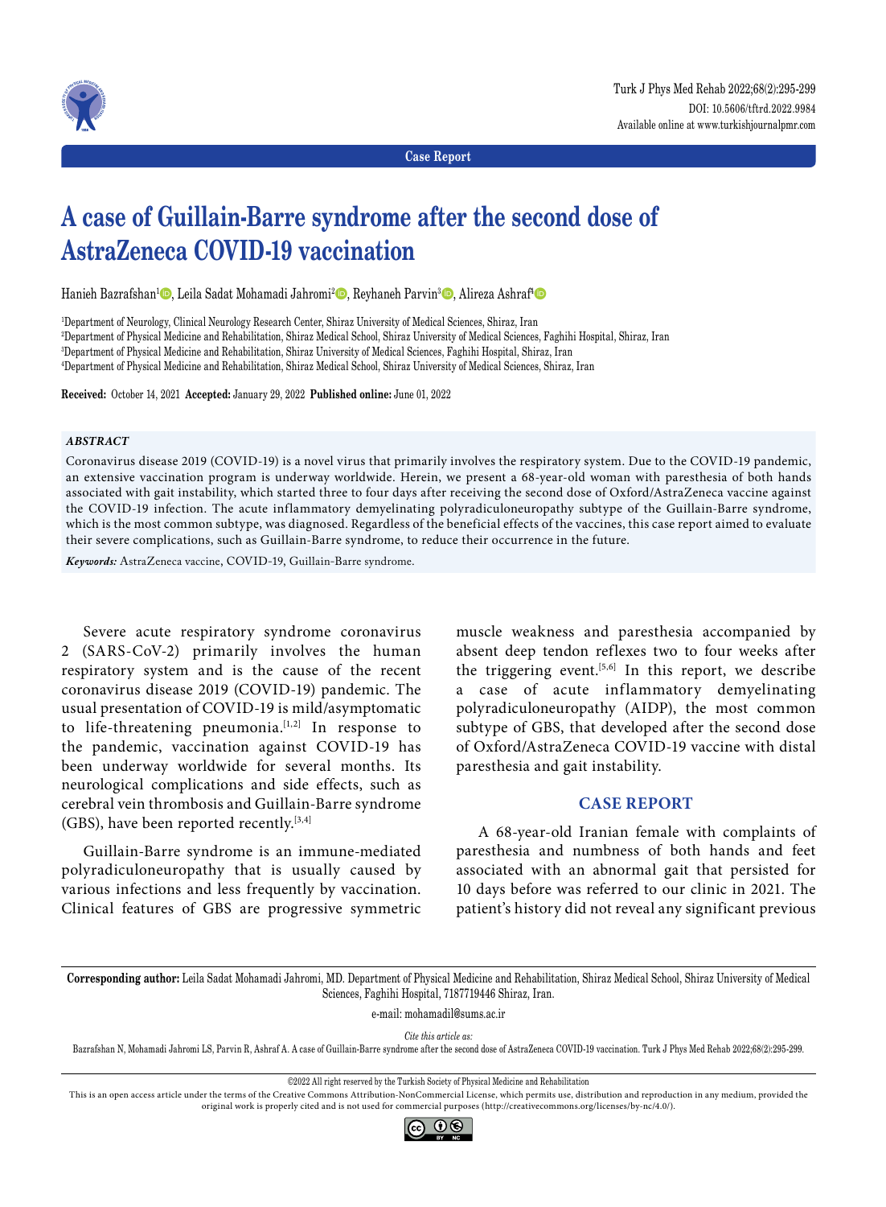Case Report

# A case of Guillain-Barre syndrome after the second dose of AstraZeneca COVID-19 vaccination

Hanieh Bazrafshan[1], Leila Sadat Mohamadi Jahromi[2], Reyhaneh Parvin[3], Alireza Ashraf[4]

[1]Department of Neurology, Clinical Neurology Research Center, Shiraz University of Medical Sciences, Shiraz, Iran
[2]Department of Physical Medicine and Rehabilitation, Shiraz Medical School, Shiraz University of Medical Sciences, Faghihi Hospital, Shiraz, Iran
[3]Department of Physical Medicine and Rehabilitation, Shiraz University of Medical Sciences, Faghihi Hospital, Shiraz, Iran
[4]Department of Physical Medicine and Rehabilitation, Shiraz Medical School, Shiraz University of Medical Sciences, Shiraz, Iran

**Received:** October 14, 2021 **Accepted:** January 29, 2022 **Published online:** June 01, 2022

### ABSTRACT

Coronavirus disease 2019 (COVID-19) is a novel virus that primarily involves the respiratory system. Due to the COVID-19 pandemic, an extensive vaccination program is underway worldwide. Herein, we present a 68-year-old woman with paresthesia of both hands associated with gait instability, which started three to four days after receiving the second dose of Oxford/AstraZeneca vaccine against the COVID-19 infection. The acute inflammatory demyelinating polyradiculoneuropathy subtype of the Guillain-Barre syndrome, which is the most common subtype, was diagnosed. Regardless of the beneficial effects of the vaccines, this case report aimed to evaluate their severe complications, such as Guillain-Barre syndrome, to reduce their occurrence in the future.

***Keywords:*** AstraZeneca vaccine, COVID-19, Guillain-Barre syndrome.

Severe acute respiratory syndrome coronavirus 2 (SARS-CoV-2) primarily involves the human respiratory system and is the cause of the recent coronavirus disease 2019 (COVID-19) pandemic. The usual presentation of COVID-19 is mild/asymptomatic to life-threatening pneumonia.[1,2] In response to the pandemic, vaccination against COVID-19 has been underway worldwide for several months. Its neurological complications and side effects, such as cerebral vein thrombosis and Guillain-Barre syndrome (GBS), have been reported recently.[3,4]

Guillain-Barre syndrome is an immune-mediated polyradiculoneuropathy that is usually caused by various infections and less frequently by vaccination. Clinical features of GBS are progressive symmetric muscle weakness and paresthesia accompanied by absent deep tendon reflexes two to four weeks after the triggering event.[5,6] In this report, we describe a case of acute inflammatory demyelinating polyradiculoneuropathy (AIDP), the most common subtype of GBS, that developed after the second dose of Oxford/AstraZeneca COVID-19 vaccine with distal paresthesia and gait instability.

## CASE REPORT

A 68-year-old Iranian female with complaints of paresthesia and numbness of both hands and feet associated with an abnormal gait that persisted for 10 days before was referred to our clinic in 2021. The patient's history did not reveal any significant previous

**Corresponding author:** Leila Sadat Mohamadi Jahromi, MD. Department of Physical Medicine and Rehabilitation, Shiraz Medical School, Shiraz University of Medical Sciences, Faghihi Hospital, 7187719446 Shiraz, Iran.

e-mail: mohamadil@sums.ac.ir

*Cite this article as:*
Bazrafshan N, Mohamadi Jahromi LS, Parvin R, Ashraf A. A case of Guillain-Barre syndrome after the second dose of AstraZeneca COVID-19 vaccination. Turk J Phys Med Rehab 2022;68(2):295-299.

©2022 All right reserved by the Turkish Society of Physical Medicine and Rehabilitation

This is an open access article under the terms of the Creative Commons Attribution-NonCommercial License, which permits use, distribution and reproduction in any medium, provided the original work is properly cited and is not used for commercial purposes (http://creativecommons.org/licenses/by-nc/4.0/).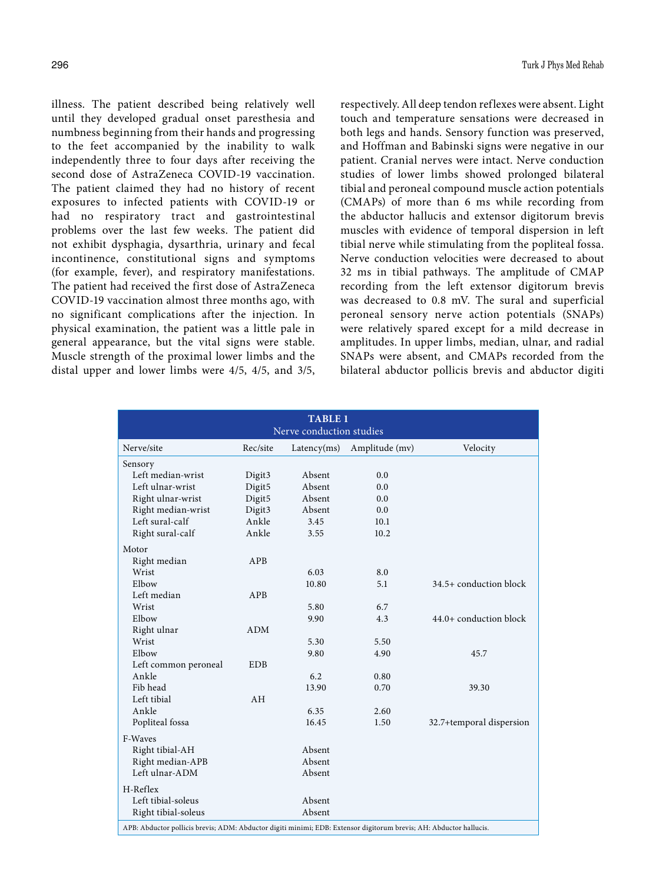illness. The patient described being relatively well until they developed gradual onset paresthesia and numbness beginning from their hands and progressing to the feet accompanied by the inability to walk independently three to four days after receiving the second dose of AstraZeneca COVID-19 vaccination. The patient claimed they had no history of recent exposures to infected patients with COVID-19 or had no respiratory tract and gastrointestinal problems over the last few weeks. The patient did not exhibit dysphagia, dysarthria, urinary and fecal incontinence, constitutional signs and symptoms (for example, fever), and respiratory manifestations. The patient had received the first dose of AstraZeneca COVID-19 vaccination almost three months ago, with no significant complications after the injection. In physical examination, the patient was a little pale in general appearance, but the vital signs were stable. Muscle strength of the proximal lower limbs and the distal upper and lower limbs were 4/5, 4/5, and 3/5, respectively. All deep tendon reflexes were absent. Light touch and temperature sensations were decreased in both legs and hands. Sensory function was preserved, and Hoffman and Babinski signs were negative in our patient. Cranial nerves were intact. Nerve conduction studies of lower limbs showed prolonged bilateral tibial and peroneal compound muscle action potentials (CMAPs) of more than 6 ms while recording from the abductor hallucis and extensor digitorum brevis muscles with evidence of temporal dispersion in left tibial nerve while stimulating from the popliteal fossa. Nerve conduction velocities were decreased to about 32 ms in tibial pathways. The amplitude of CMAP recording from the left extensor digitorum brevis was decreased to 0.8 mV. The sural and superficial peroneal sensory nerve action potentials (SNAPs) were relatively spared except for a mild decrease in amplitudes. In upper limbs, median, ulnar, and radial SNAPs were absent, and CMAPs recorded from the bilateral abductor pollicis brevis and abductor digiti

**TABLE 1**
Nerve conduction studies

| Nerve/site | Rec/site | Latency(ms) | Amplitude (mv) | Velocity |
|---|---|---|---|---|
| Sensory | | | | |
| Left median-wrist | Digit3 | Absent | 0.0 | |
| Left ulnar-wrist | Digit5 | Absent | 0.0 | |
| Right ulnar-wrist | Digit5 | Absent | 0.0 | |
| Right median-wrist | Digit3 | Absent | 0.0 | |
| Left sural-calf | Ankle | 3.45 | 10.1 | |
| Right sural-calf | Ankle | 3.55 | 10.2 | |
| Motor | | | | |
| Right median | APB | | | |
| Wrist | | 6.03 | 8.0 | |
| Elbow | | 10.80 | 5.1 | 34.5+ conduction block |
| Left median | APB | | | |
| Wrist | | 5.80 | 6.7 | |
| Elbow | | 9.90 | 4.3 | 44.0+ conduction block |
| Right ulnar | ADM | | | |
| Wrist | | 5.30 | 5.50 | |
| Elbow | | 9.80 | 4.90 | 45.7 |
| Left common peroneal | EDB | | | |
| Ankle | | 6.2 | 0.80 | |
| Fib head | | 13.90 | 0.70 | 39.30 |
| Left tibial | AH | | | |
| Ankle | | 6.35 | 2.60 | |
| Popliteal fossa | | 16.45 | 1.50 | 32.7+temporal dispersion |
| F-Waves | | | | |
| Right tibial-AH | | Absent | | |
| Right median-APB | | Absent | | |
| Left ulnar-ADM | | Absent | | |
| H-Reflex | | | | |
| Left tibial-soleus | | Absent | | |
| Right tibial-soleus | | Absent | | |

APB: Abductor pollicis brevis; ADM: Abductor digiti minimi; EDB: Extensor digitorum brevis; AH: Abductor hallucis.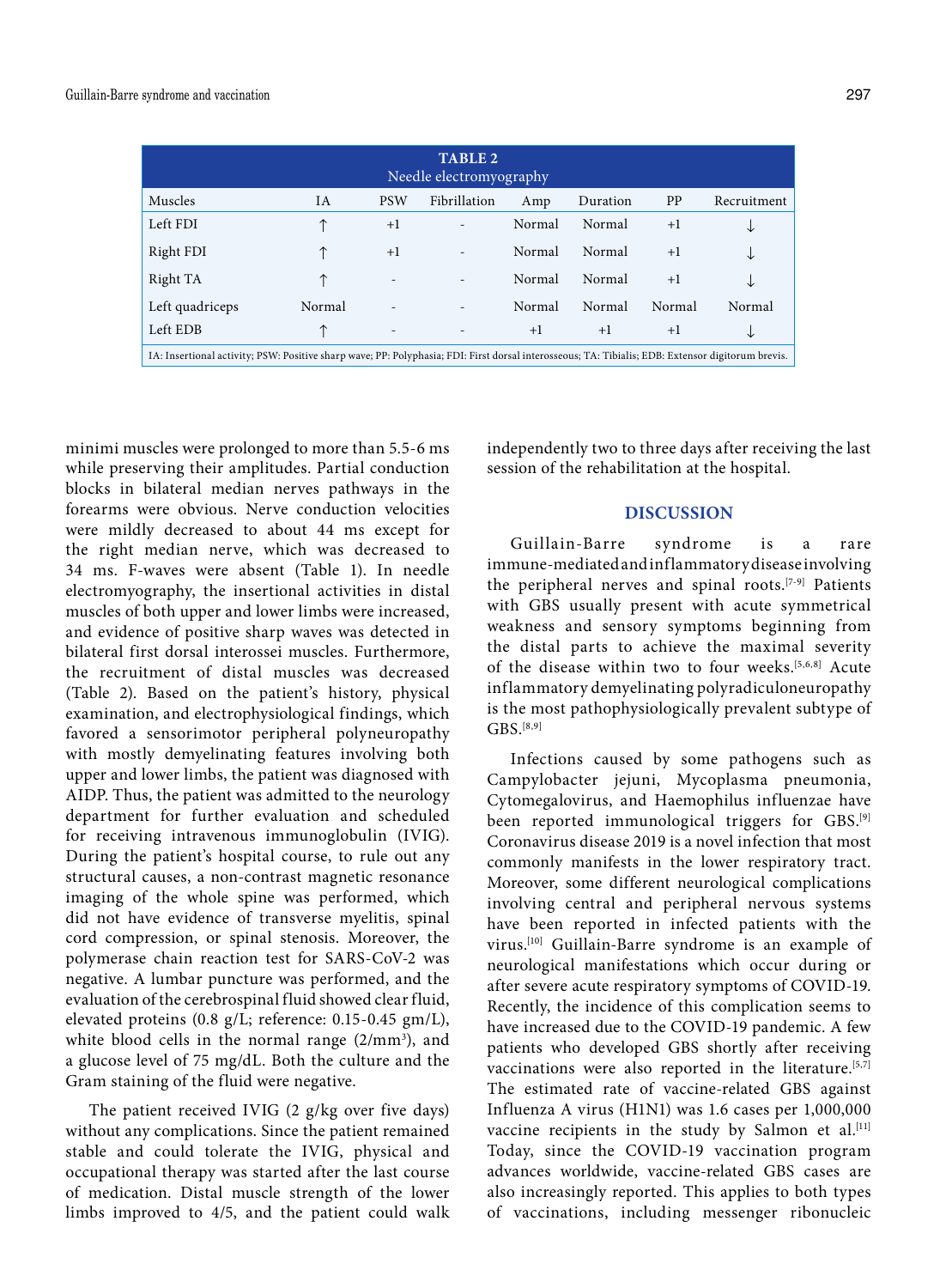**TABLE 2**
Needle electromyography

| Muscles | IA | PSW | Fibrillation | Amp | Duration | PP | Recruitment |
|---|---|---|---|---|---|---|---|
| Left FDI | ↑ | +1 | - | Normal | Normal | +1 | ↓ |
| Right FDI | ↑ | +1 | - | Normal | Normal | +1 | ↓ |
| Right TA | ↑ | - | - | Normal | Normal | +1 | ↓ |
| Left quadriceps | Normal | - | - | Normal | Normal | Normal | Normal |
| Left EDB | ↑ | - | - | +1 | +1 | +1 | ↓ |

IA: Insertional activity; PSW: Positive sharp wave; PP: Polyphasia; FDI: First dorsal interosseous; TA: Tibialis; EDB: Extensor digitorum brevis.

minimi muscles were prolonged to more than 5.5-6 ms while preserving their amplitudes. Partial conduction blocks in bilateral median nerves pathways in the forearms were obvious. Nerve conduction velocities were mildly decreased to about 44 ms except for the right median nerve, which was decreased to 34 ms. F-waves were absent (Table 1). In needle electromyography, the insertional activities in distal muscles of both upper and lower limbs were increased, and evidence of positive sharp waves was detected in bilateral first dorsal interossei muscles. Furthermore, the recruitment of distal muscles was decreased (Table 2). Based on the patient's history, physical examination, and electrophysiological findings, which favored a sensorimotor peripheral polyneuropathy with mostly demyelinating features involving both upper and lower limbs, the patient was diagnosed with AIDP. Thus, the patient was admitted to the neurology department for further evaluation and scheduled for receiving intravenous immunoglobulin (IVIG). During the patient's hospital course, to rule out any structural causes, a non-contrast magnetic resonance imaging of the whole spine was performed, which did not have evidence of transverse myelitis, spinal cord compression, or spinal stenosis. Moreover, the polymerase chain reaction test for SARS-CoV-2 was negative. A lumbar puncture was performed, and the evaluation of the cerebrospinal fluid showed clear fluid, elevated proteins (0.8 g/L; reference: 0.15-0.45 gm/L), white blood cells in the normal range (2/mm$^3$), and a glucose level of 75 mg/dL. Both the culture and the Gram staining of the fluid were negative.

The patient received IVIG (2 g/kg over five days) without any complications. Since the patient remained stable and could tolerate the IVIG, physical and occupational therapy was started after the last course of medication. Distal muscle strength of the lower limbs improved to 4/5, and the patient could walk independently two to three days after receiving the last session of the rehabilitation at the hospital.

## DISCUSSION

Guillain-Barre syndrome is a rare immune-mediated and inflammatory disease involving the peripheral nerves and spinal roots.[7-9] Patients with GBS usually present with acute symmetrical weakness and sensory symptoms beginning from the distal parts to achieve the maximal severity of the disease within two to four weeks.[5,6,8] Acute inflammatory demyelinating polyradiculoneuropathy is the most pathophysiologically prevalent subtype of GBS.[8,9]

Infections caused by some pathogens such as Campylobacter jejuni, Mycoplasma pneumonia, Cytomegalovirus, and Haemophilus influenzae have been reported immunological triggers for GBS.[9] Coronavirus disease 2019 is a novel infection that most commonly manifests in the lower respiratory tract. Moreover, some different neurological complications involving central and peripheral nervous systems have been reported in infected patients with the virus.[10] Guillain-Barre syndrome is an example of neurological manifestations which occur during or after severe acute respiratory symptoms of COVID-19. Recently, the incidence of this complication seems to have increased due to the COVID-19 pandemic. A few patients who developed GBS shortly after receiving vaccinations were also reported in the literature.[5,7] The estimated rate of vaccine-related GBS against Influenza A virus (H1N1) was 1.6 cases per 1,000,000 vaccine recipients in the study by Salmon et al.[11] Today, since the COVID-19 vaccination program advances worldwide, vaccine-related GBS cases are also increasingly reported. This applies to both types of vaccinations, including messenger ribonucleic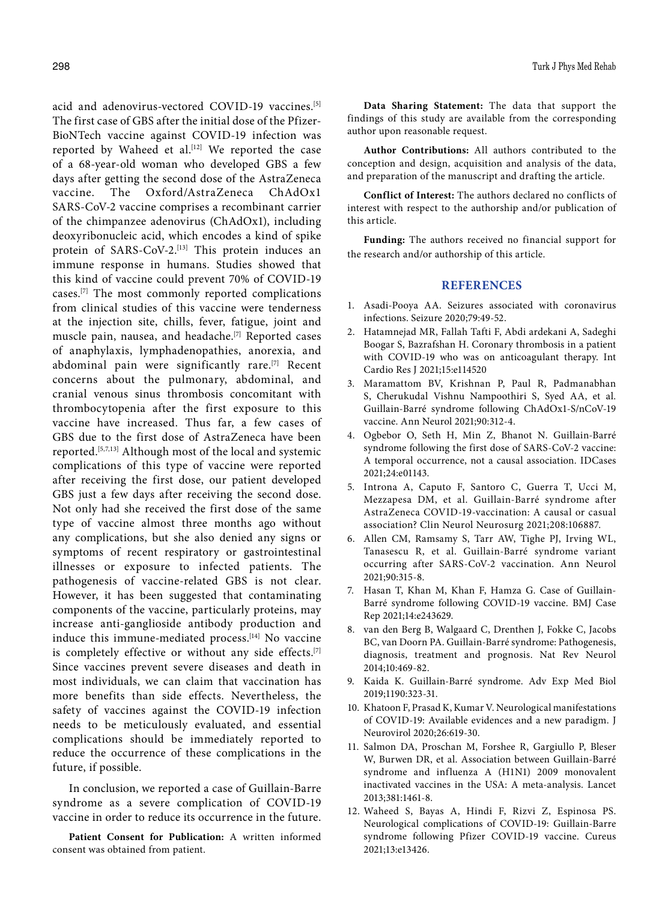acid and adenovirus-vectored COVID-19 vaccines.[5] The first case of GBS after the initial dose of the Pfizer-BioNTech vaccine against COVID-19 infection was reported by Waheed et al.[12] We reported the case of a 68-year-old woman who developed GBS a few days after getting the second dose of the AstraZeneca vaccine. The Oxford/AstraZeneca ChAdOx1 SARS-CoV-2 vaccine comprises a recombinant carrier of the chimpanzee adenovirus (ChAdOx1), including deoxyribonucleic acid, which encodes a kind of spike protein of SARS-CoV-2.[13] This protein induces an immune response in humans. Studies showed that this kind of vaccine could prevent 70% of COVID-19 cases.[7] The most commonly reported complications from clinical studies of this vaccine were tenderness at the injection site, chills, fever, fatigue, joint and muscle pain, nausea, and headache.[7] Reported cases of anaphylaxis, lymphadenopathies, anorexia, and abdominal pain were significantly rare.[7] Recent concerns about the pulmonary, abdominal, and cranial venous sinus thrombosis concomitant with thrombocytopenia after the first exposure to this vaccine have increased. Thus far, a few cases of GBS due to the first dose of AstraZeneca have been reported.[5,7,13] Although most of the local and systemic complications of this type of vaccine were reported after receiving the first dose, our patient developed GBS just a few days after receiving the second dose. Not only had she received the first dose of the same type of vaccine almost three months ago without any complications, but she also denied any signs or symptoms of recent respiratory or gastrointestinal illnesses or exposure to infected patients. The pathogenesis of vaccine-related GBS is not clear. However, it has been suggested that contaminating components of the vaccine, particularly proteins, may increase anti-ganglioside antibody production and induce this immune-mediated process.[14] No vaccine is completely effective or without any side effects.[7] Since vaccines prevent severe diseases and death in most individuals, we can claim that vaccination has more benefits than side effects. Nevertheless, the safety of vaccines against the COVID-19 infection needs to be meticulously evaluated, and essential complications should be immediately reported to reduce the occurrence of these complications in the future, if possible.

In conclusion, we reported a case of Guillain-Barre syndrome as a severe complication of COVID-19 vaccine in order to reduce its occurrence in the future.

**Patient Consent for Publication:** A written informed consent was obtained from patient.

**Data Sharing Statement:** The data that support the findings of this study are available from the corresponding author upon reasonable request.

**Author Contributions:** All authors contributed to the conception and design, acquisition and analysis of the data, and preparation of the manuscript and drafting the article.

**Conflict of Interest:** The authors declared no conflicts of interest with respect to the authorship and/or publication of this article.

**Funding:** The authors received no financial support for the research and/or authorship of this article.

## REFERENCES

1. Asadi-Pooya AA. Seizures associated with coronavirus infections. Seizure 2020;79:49-52.
2. Hatamnejad MR, Fallah Tafti F, Abdi ardekani A, Sadeghi Boogar S, Bazrafshan H. Coronary thrombosis in a patient with COVID-19 who was on anticoagulant therapy. Int Cardio Res J 2021;15:e114520
3. Maramattom BV, Krishnan P, Paul R, Padmanabhan S, Cherukudal Vishnu Nampoothiri S, Syed AA, et al. Guillain-Barré syndrome following ChAdOx1-S/nCoV-19 vaccine. Ann Neurol 2021;90:312-4.
4. Ogbebor O, Seth H, Min Z, Bhanot N. Guillain-Barré syndrome following the first dose of SARS-CoV-2 vaccine: A temporal occurrence, not a causal association. IDCases 2021;24:e01143.
5. Introna A, Caputo F, Santoro C, Guerra T, Ucci M, Mezzapesa DM, et al. Guillain-Barré syndrome after AstraZeneca COVID-19-vaccination: A causal or casual association? Clin Neurol Neurosurg 2021;208:106887.
6. Allen CM, Ramsamy S, Tarr AW, Tighe PJ, Irving WL, Tanasescu R, et al. Guillain-Barré syndrome variant occurring after SARS-CoV-2 vaccination. Ann Neurol 2021;90:315-8.
7. Hasan T, Khan M, Khan F, Hamza G. Case of Guillain-Barré syndrome following COVID-19 vaccine. BMJ Case Rep 2021;14:e243629.
8. van den Berg B, Walgaard C, Drenthen J, Fokke C, Jacobs BC, van Doorn PA. Guillain-Barré syndrome: Pathogenesis, diagnosis, treatment and prognosis. Nat Rev Neurol 2014;10:469-82.
9. Kaida K. Guillain-Barré syndrome. Adv Exp Med Biol 2019;1190:323-31.
10. Khatoon F, Prasad K, Kumar V. Neurological manifestations of COVID-19: Available evidences and a new paradigm. J Neurovirol 2020;26:619-30.
11. Salmon DA, Proschan M, Forshee R, Gargiullo P, Bleser W, Burwen DR, et al. Association between Guillain-Barré syndrome and influenza A (H1N1) 2009 monovalent inactivated vaccines in the USA: A meta-analysis. Lancet 2013;381:1461-8.
12. Waheed S, Bayas A, Hindi F, Rizvi Z, Espinosa PS. Neurological complications of COVID-19: Guillain-Barre syndrome following Pfizer COVID-19 vaccine. Cureus 2021;13:e13426.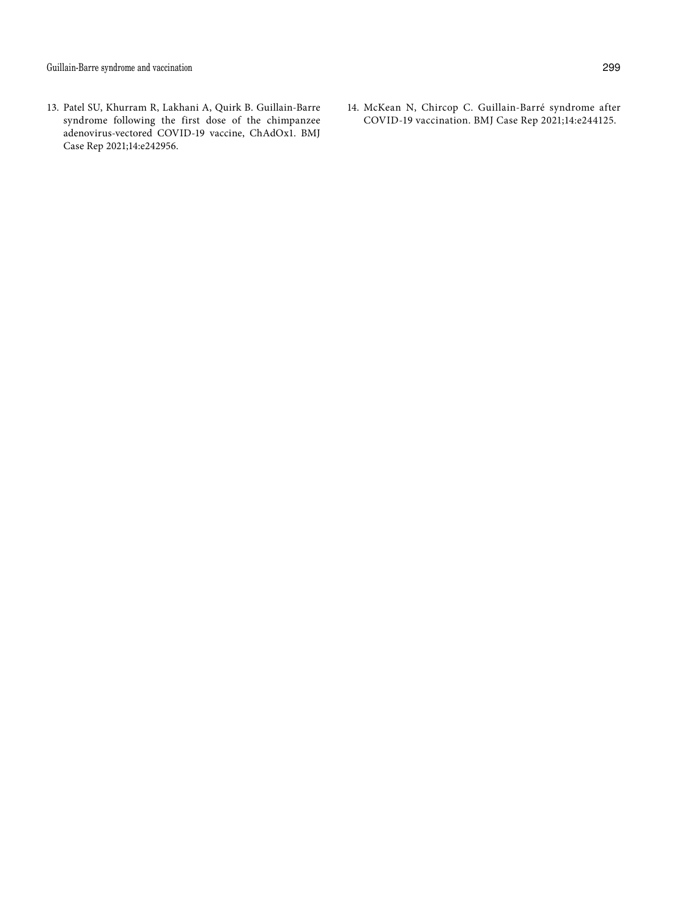13. Patel SU, Khurram R, Lakhani A, Quirk B. Guillain-Barre syndrome following the first dose of the chimpanzee adenovirus-vectored COVID-19 vaccine, ChAdOx1. BMJ Case Rep 2021;14:e242956.
14. McKean N, Chircop C. Guillain-Barré syndrome after COVID-19 vaccination. BMJ Case Rep 2021;14:e244125.